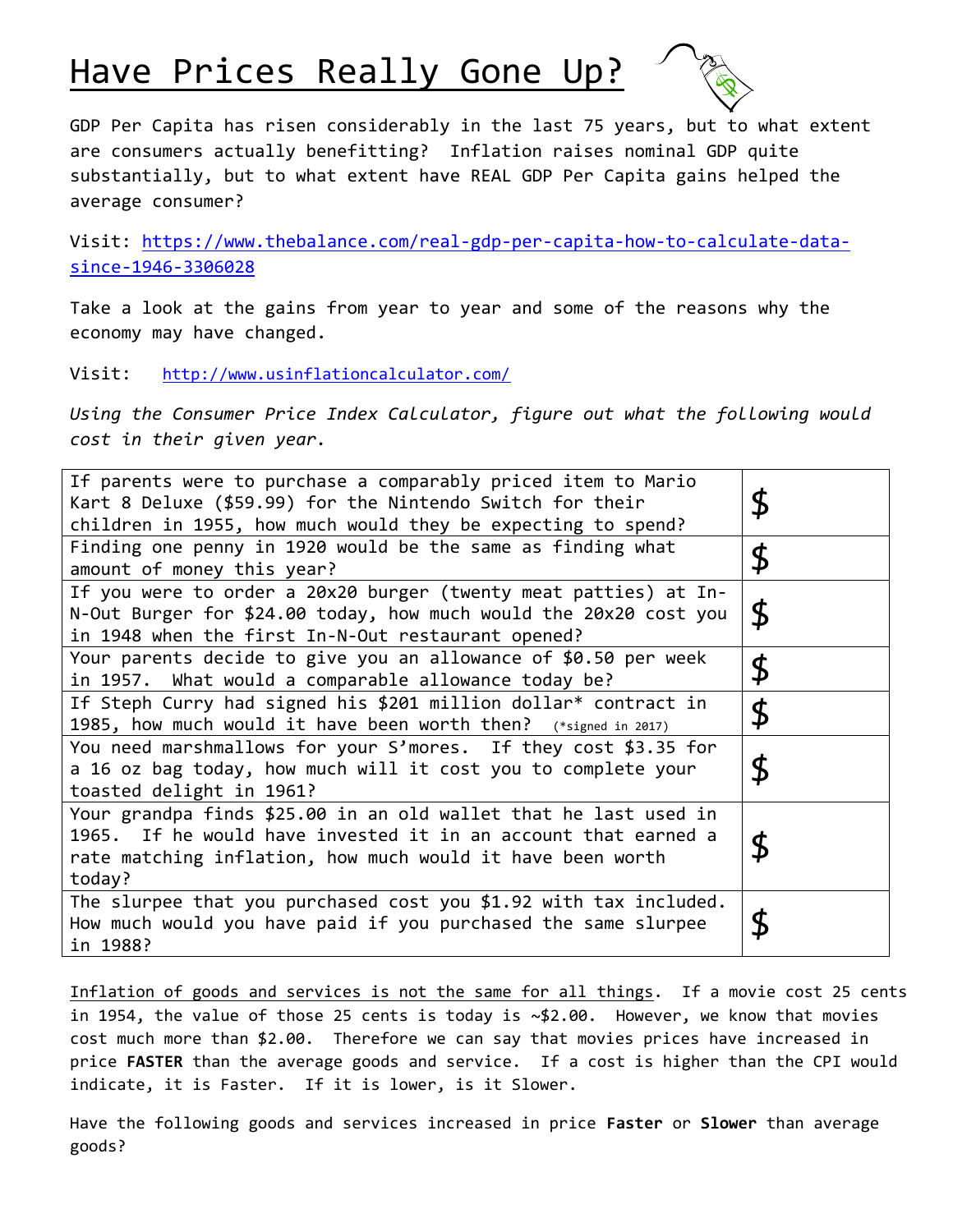# Have Prices Really Gone Up?

GDP Per Capita has risen considerably in the last 75 years, but to what extent are consumers actually benefitting? Inflation raises nominal GDP quite substantially, but to what extent have REAL GDP Per Capita gains helped the average consumer?

Visit: https://www.thebalance.com/real-gdp-per-capita-how-to-calculate-data-since-1946-3306028

Take a look at the gains from year to year and some of the reasons why the economy may have changed.

Visit: http://www.usinflationcalculator.com/

*Using the Consumer Price Index Calculator, figure out what the following would cost in their given year.*

| | |
|---|---|
| If parents were to purchase a comparably priced item to Mario Kart 8 Deluxe ($59.99) for the Nintendo Switch for their children in 1955, how much would they be expecting to spend? | $ |
| Finding one penny in 1920 would be the same as finding what amount of money this year? | $ |
| If you were to order a 20x20 burger (twenty meat patties) at In-N-Out Burger for $24.00 today, how much would the 20x20 cost you in 1948 when the first In-N-Out restaurant opened? | $ |
| Your parents decide to give you an allowance of $0.50 per week in 1957. What would a comparable allowance today be? | $ |
| If Steph Curry had signed his $201 million dollar* contract in 1985, how much would it have been worth then? (*signed in 2017) | $ |
| You need marshmallows for your S'mores. If they cost $3.35 for a 16 oz bag today, how much will it cost you to complete your toasted delight in 1961? | $ |
| Your grandpa finds $25.00 in an old wallet that he last used in 1965. If he would have invested it in an account that earned a rate matching inflation, how much would it have been worth today? | $ |
| The slurpee that you purchased cost you $1.92 with tax included. How much would you have paid if you purchased the same slurpee in 1988? | $ |

Inflation of goods and services is not the same for all things. If a movie cost 25 cents in 1954, the value of those 25 cents is today is ~$2.00. However, we know that movies cost much more than $2.00. Therefore we can say that movies prices have increased in price **FASTER** than the average goods and service. If a cost is higher than the CPI would indicate, it is Faster. If it is lower, is it Slower.

Have the following goods and services increased in price **Faster** or **Slower** than average goods?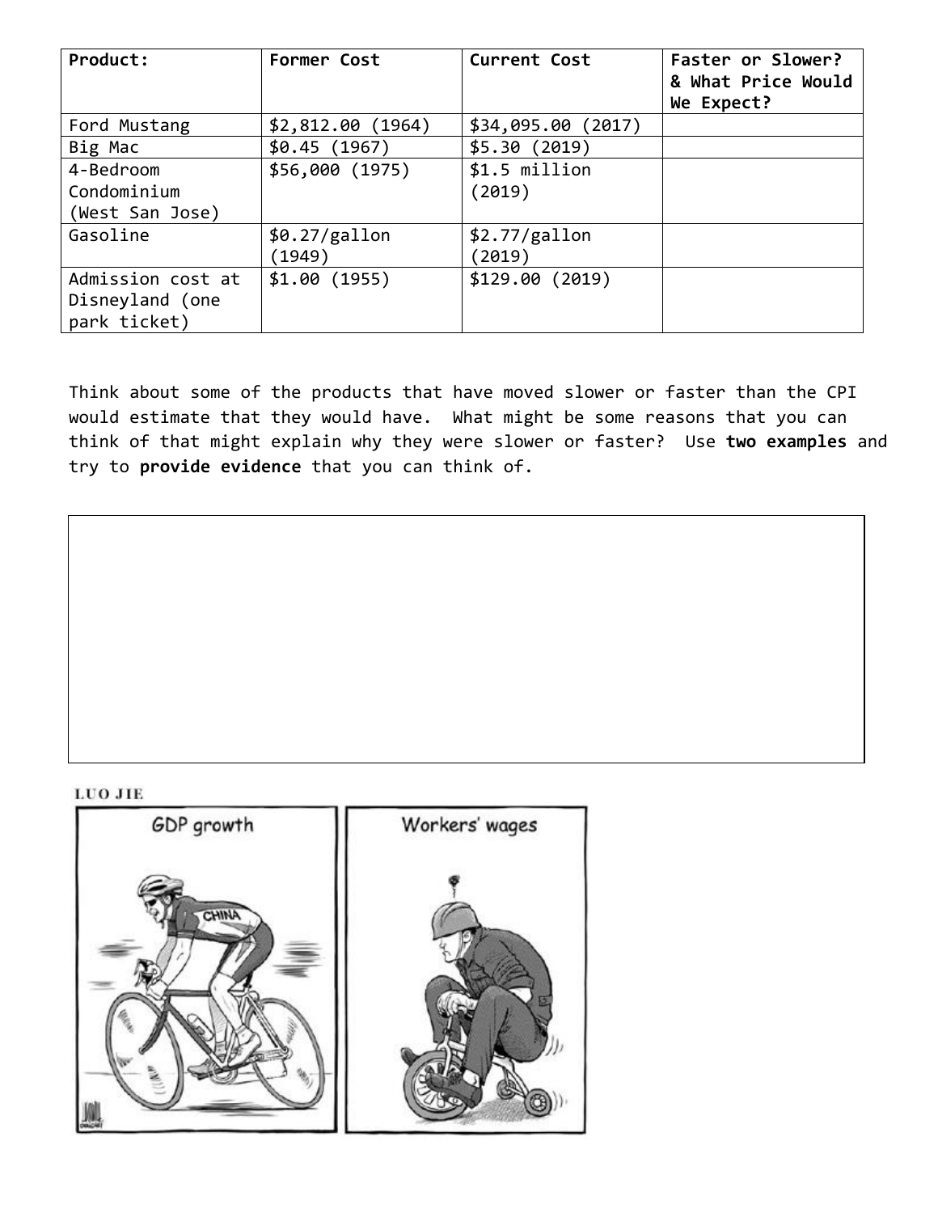| Product: | Former Cost | Current Cost | Faster or Slower? & What Price Would We Expect? |
|---|---|---|---|
| Ford Mustang | $2,812.00 (1964) | $34,095.00 (2017) | |
| Big Mac | $0.45 (1967) | $5.30 (2019) | |
| 4-Bedroom Condominium (West San Jose) | $56,000 (1975) | $1.5 million (2019) | |
| Gasoline | $0.27/gallon (1949) | $2.77/gallon (2019) | |
| Admission cost at Disneyland (one park ticket) | $1.00 (1955) | $129.00 (2019) | |

Think about some of the products that have moved slower or faster than the CPI would estimate that they would have. What might be some reasons that you can think of that might explain why they were slower or faster? Use **two examples** and try to **provide evidence** that you can think of.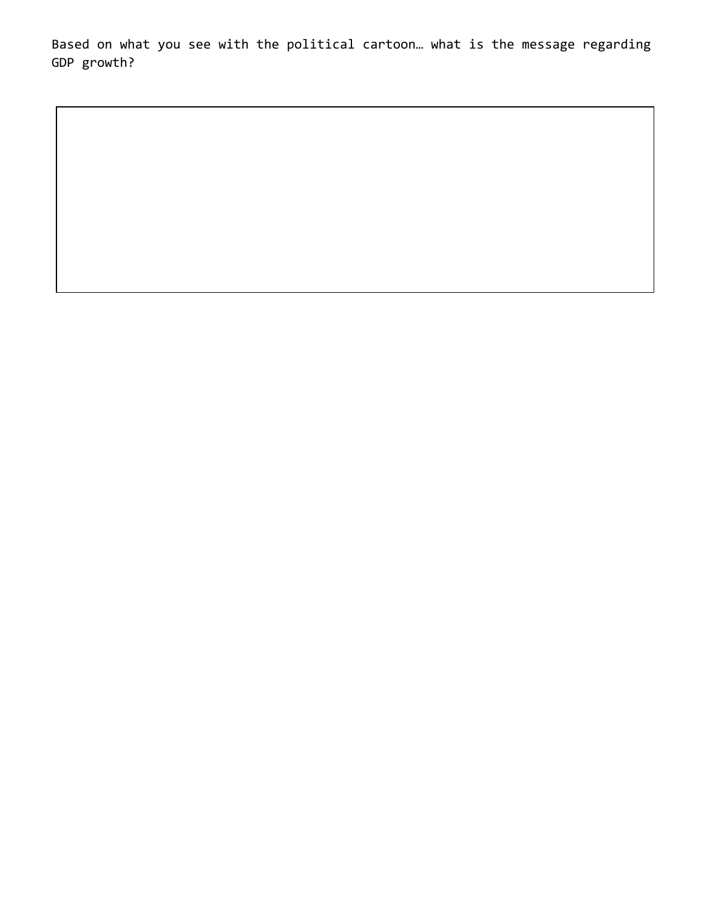Based on what you see with the political cartoon… what is the message regarding GDP growth?